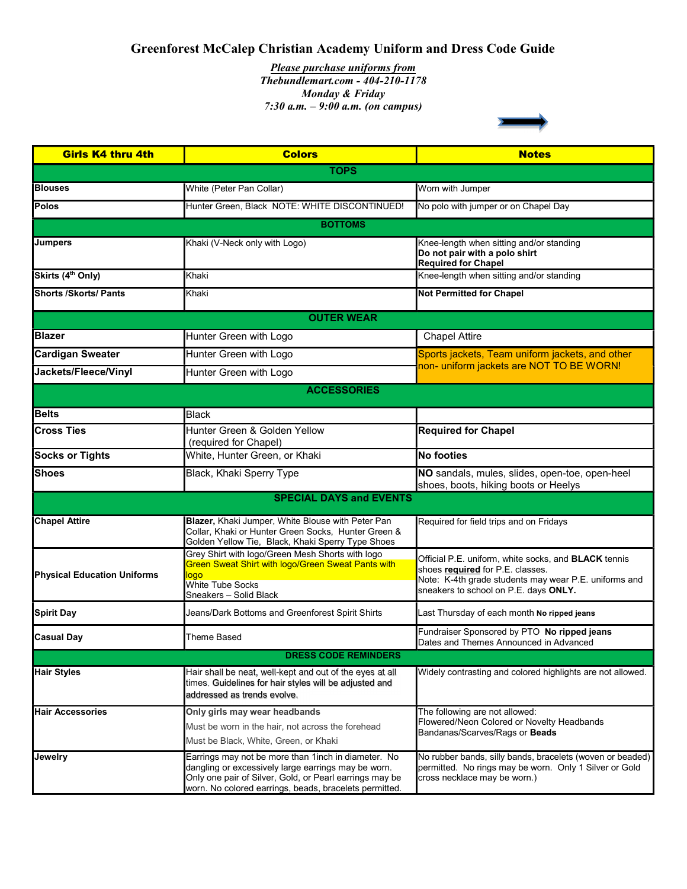# Greenforest McCalep Christian Academy Uniform and Dress Code Guide

***Please purchase uniforms from***
***Thebundlemart.com - 404-210-1178***
***Monday & Friday***
***7:30 a.m. – 9:00 a.m. (on campus)***

| Girls K4 thru 4th | Colors | Notes |
|---|---|---|
| **TOPS** | | |
| **Blouses** | White (Peter Pan Collar) | Worn with Jumper |
| **Polos** | Hunter Green, Black NOTE: WHITE DISCONTINUED! | No polo with jumper or on Chapel Day |
| **BOTTOMS** | | |
| **Jumpers** | Khaki (V-Neck only with Logo) | Knee-length when sitting and/or standing **Do not pair with a polo shirt** **Required for Chapel** |
| **Skirts (4th Only)** | Khaki | Knee-length when sitting and/or standing |
| **Shorts /Skorts/ Pants** | Khaki | **Not Permitted for Chapel** |
| **OUTER WEAR** | | |
| **Blazer** | Hunter Green with Logo | Chapel Attire |
| **Cardigan Sweater** | Hunter Green with Logo | Sports jackets, Team uniform jackets, and other non- uniform jackets are NOT TO BE WORN! |
| **Jackets/Fleece/Vinyl** | Hunter Green with Logo | |
| **ACCESSORIES** | | |
| **Belts** | Black | |
| **Cross Ties** | Hunter Green & Golden Yellow (required for Chapel) | **Required for Chapel** |
| **Socks or Tights** | White, Hunter Green, or Khaki | **No footies** |
| **Shoes** | Black, Khaki Sperry Type | **NO** sandals, mules, slides, open-toe, open-heel shoes, boots, hiking boots or Heelys |
| **SPECIAL DAYS and EVENTS** | | |
| **Chapel Attire** | **Blazer,** Khaki Jumper, White Blouse with Peter Pan Collar, Khaki or Hunter Green Socks, Hunter Green & Golden Yellow Tie, Black, Khaki Sperry Type Shoes | Required for field trips and on Fridays |
| **Physical Education Uniforms** | Grey Shirt with logo/Green Mesh Shorts with logo<br>Green Sweat Shirt with logo/Green Sweat Pants with logo<br>White Tube Socks<br>Sneakers – Solid Black | Official P.E. uniform, white socks, and **BLACK** tennis shoes **required** for P.E. classes.<br>Note: K-4th grade students may wear P.E. uniforms and sneakers to school on P.E. days **ONLY.** |
| **Spirit Day** | Jeans/Dark Bottoms and Greenforest Spirit Shirts | Last Thursday of each month **No ripped jeans** |
| **Casual Day** | Theme Based | Fundraiser Sponsored by PTO **No ripped jeans** Dates and Themes Announced in Advanced |
| **DRESS CODE REMINDERS** | | |
| **Hair Styles** | Hair shall be neat, well-kept and out of the eyes at all times. Guidelines for hair styles will be adjusted and addressed as trends evolve. | Widely contrasting and colored highlights are not allowed. |
| **Hair Accessories** | **Only girls may wear headbands**<br>Must be worn in the hair, not across the forehead<br>Must be Black, White, Green, or Khaki | The following are not allowed:<br>Flowered/Neon Colored or Novelty Headbands<br>Bandanas/Scarves/Rags or **Beads** |
| **Jewelry** | Earrings may not be more than 1inch in diameter. No dangling or excessively large earrings may be worn. Only one pair of Silver, Gold, or Pearl earrings may be worn. No colored earrings, beads, bracelets permitted. | No rubber bands, silly bands, bracelets (woven or beaded) permitted. No rings may be worn. Only 1 Silver or Gold cross necklace may be worn.) |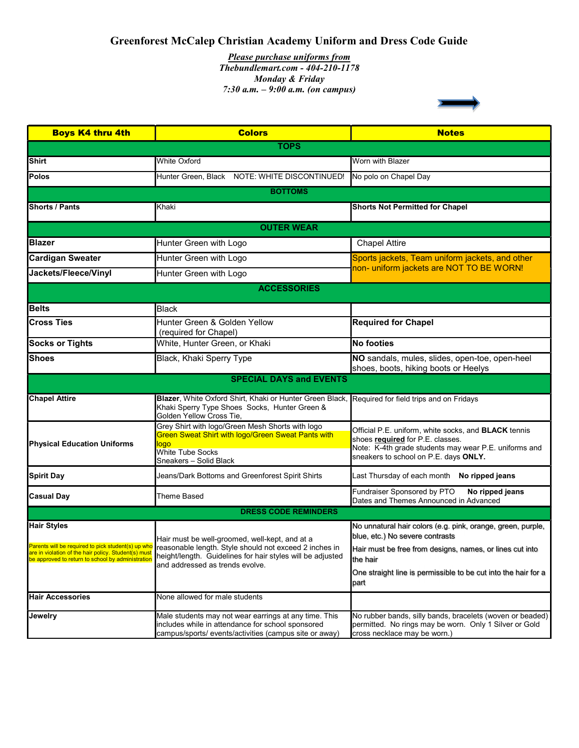# Greenforest McCalep Christian Academy Uniform and Dress Code Guide

***Please purchase uniforms from***
***Thebundlemart.com - 404-210-1178***
***Monday & Friday***
***7:30 a.m. – 9:00 a.m. (on campus)***

| Boys K4 thru 4th | Colors | Notes |
|---|---|---|
| | **TOPS** | |
| **Shirt** | White Oxford | Worn with Blazer |
| **Polos** | Hunter Green, Black NOTE: WHITE DISCONTINUED! | No polo on Chapel Day |
| | **BOTTOMS** | |
| **Shorts / Pants** | Khaki | **Shorts Not Permitted for Chapel** |
| | **OUTER WEAR** | |
| **Blazer** | Hunter Green with Logo | Chapel Attire |
| **Cardigan Sweater** | Hunter Green with Logo | Sports jackets, Team uniform jackets, and other non- uniform jackets are NOT TO BE WORN! |
| **Jackets/Fleece/Vinyl** | Hunter Green with Logo | |
| | **ACCESSORIES** | |
| **Belts** | Black | |
| **Cross Ties** | Hunter Green & Golden Yellow (required for Chapel) | **Required for Chapel** |
| **Socks or Tights** | White, Hunter Green, or Khaki | **No footies** |
| **Shoes** | Black, Khaki Sperry Type | **NO** sandals, mules, slides, open-toe, open-heel shoes, boots, hiking boots or Heelys |
| | **SPECIAL DAYS and EVENTS** | |
| **Chapel Attire** | **Blazer**, White Oxford Shirt, Khaki or Hunter Green Black, Khaki Sperry Type Shoes Socks, Hunter Green & Golden Yellow Cross Tie, | Required for field trips and on Fridays |
| **Physical Education Uniforms** | Grey Shirt with logo/Green Mesh Shorts with logo<br>Green Sweat Shirt with logo/Green Sweat Pants with logo<br>White Tube Socks<br>Sneakers – Solid Black | Official P.E. uniform, white socks, and **BLACK** tennis shoes **required** for P.E. classes.<br>Note: K-4th grade students may wear P.E. uniforms and sneakers to school on P.E. days **ONLY.** |
| **Spirit Day** | Jeans/Dark Bottoms and Greenforest Spirit Shirts | Last Thursday of each month **No ripped jeans** |
| **Casual Day** | Theme Based | Fundraiser Sponsored by PTO **No ripped jeans**<br>Dates and Themes Announced in Advanced |
| | **DRESS CODE REMINDERS** | |
| **Hair Styles**<br>Parents will be required to pick student(s) up who are in violation of the hair policy. Student(s) must be approved to return to school by administration | Hair must be well-groomed, well-kept, and at a reasonable length. Style should not exceed 2 inches in height/length. Guidelines for hair styles will be adjusted and addressed as trends evolve. | No unnatural hair colors (e.g. pink, orange, green, purple, blue, etc.) No severe contrasts<br>Hair must be free from designs, names, or lines cut into the hair<br>One straight line is permissible to be cut into the hair for a part |
| **Hair Accessories** | None allowed for male students | |
| **Jewelry** | Male students may not wear earrings at any time. This includes while in attendance for school sponsored campus/sports/ events/activities (campus site or away) | No rubber bands, silly bands, bracelets (woven or beaded) permitted. No rings may be worn. Only 1 Silver or Gold cross necklace may be worn.) |